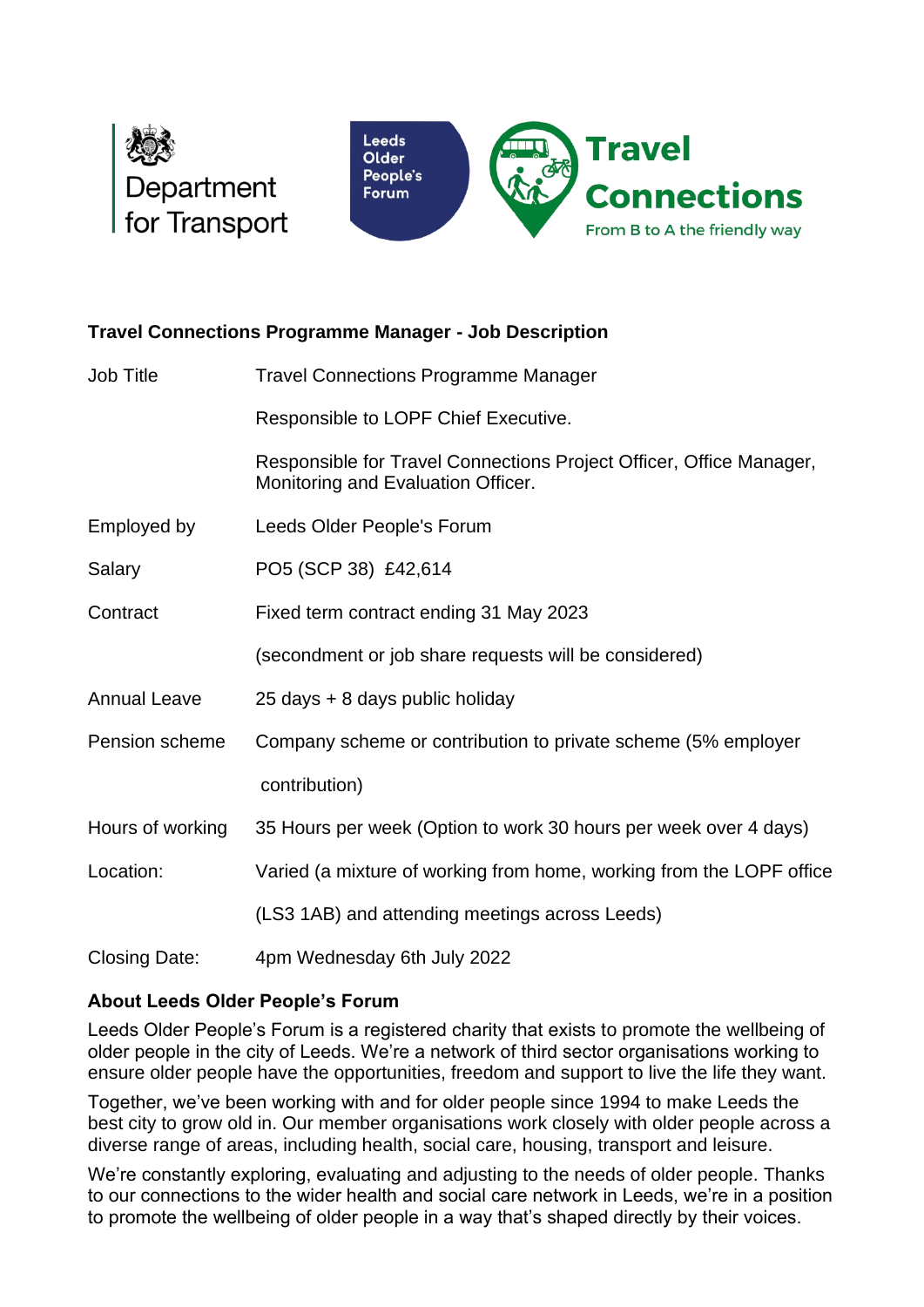Department for Transport

Leeds Older People's Forum

Travel Connections
From B to A the friendly way

## Travel Connections Programme Manager - Job Description

| | |
|---|---|
| Job Title | Travel Connections Programme Manager |
| | Responsible to LOPF Chief Executive. |
| | Responsible for Travel Connections Project Officer, Office Manager, Monitoring and Evaluation Officer. |
| Employed by | Leeds Older People's Forum |
| Salary | PO5 (SCP 38) £42,614 |
| Contract | Fixed term contract ending 31 May 2023 |
| | (secondment or job share requests will be considered) |
| Annual Leave | 25 days + 8 days public holiday |
| Pension scheme | Company scheme or contribution to private scheme (5% employer contribution) |
| Hours of working | 35 Hours per week (Option to work 30 hours per week over 4 days) |
| Location: | Varied (a mixture of working from home, working from the LOPF office (LS3 1AB) and attending meetings across Leeds) |
| Closing Date: | 4pm Wednesday 6th July 2022 |

### About Leeds Older People's Forum

Leeds Older People's Forum is a registered charity that exists to promote the wellbeing of older people in the city of Leeds. We're a network of third sector organisations working to ensure older people have the opportunities, freedom and support to live the life they want.

Together, we've been working with and for older people since 1994 to make Leeds the best city to grow old in. Our member organisations work closely with older people across a diverse range of areas, including health, social care, housing, transport and leisure.

We're constantly exploring, evaluating and adjusting to the needs of older people. Thanks to our connections to the wider health and social care network in Leeds, we're in a position to promote the wellbeing of older people in a way that's shaped directly by their voices.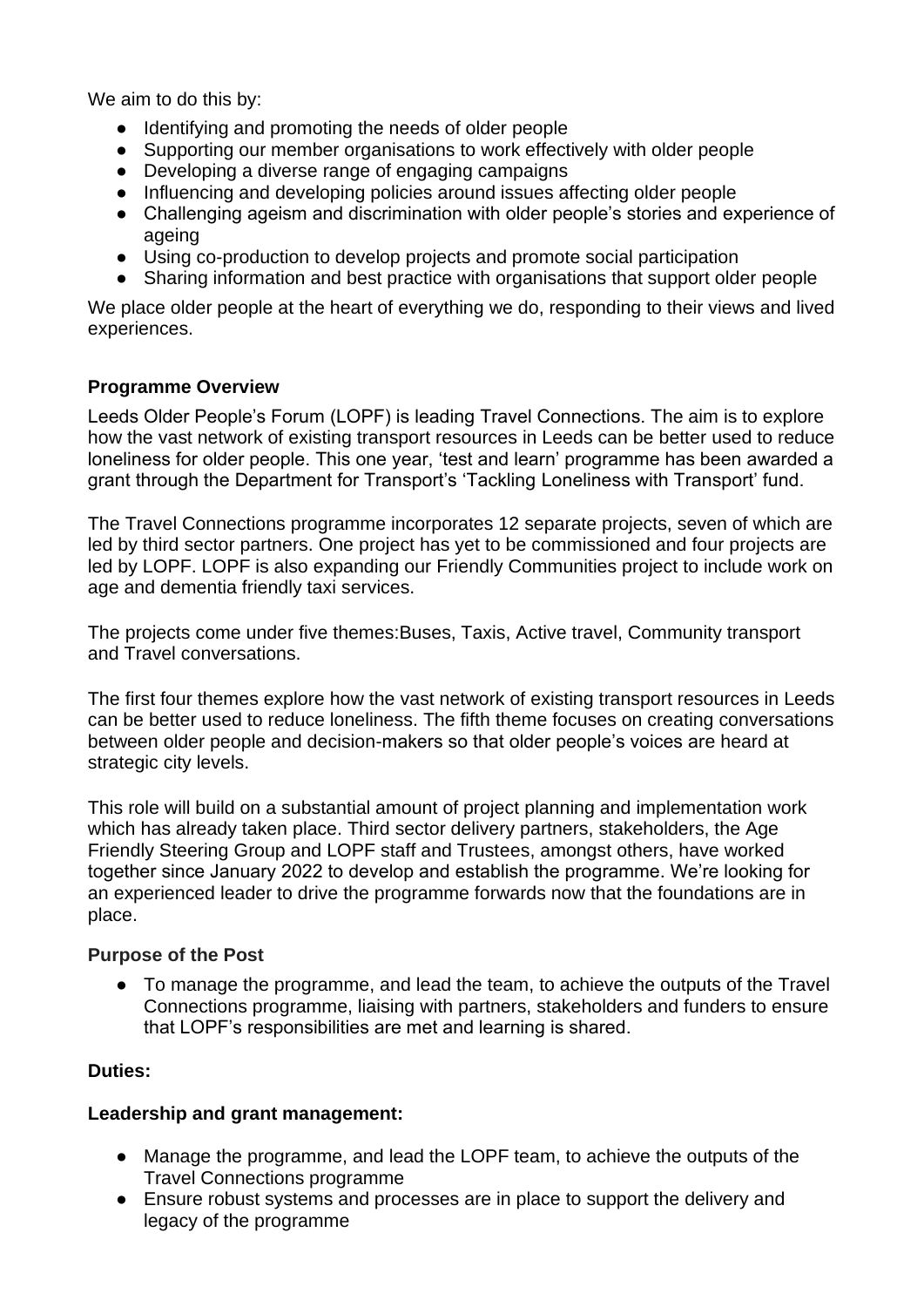We aim to do this by:

- Identifying and promoting the needs of older people
- Supporting our member organisations to work effectively with older people
- Developing a diverse range of engaging campaigns
- Influencing and developing policies around issues affecting older people
- Challenging ageism and discrimination with older people's stories and experience of ageing
- Using co-production to develop projects and promote social participation
- Sharing information and best practice with organisations that support older people

We place older people at the heart of everything we do, responding to their views and lived experiences.

**Programme Overview**

Leeds Older People's Forum (LOPF) is leading Travel Connections. The aim is to explore how the vast network of existing transport resources in Leeds can be better used to reduce loneliness for older people. This one year, 'test and learn' programme has been awarded a grant through the Department for Transport's 'Tackling Loneliness with Transport' fund.

The Travel Connections programme incorporates 12 separate projects, seven of which are led by third sector partners. One project has yet to be commissioned and four projects are led by LOPF. LOPF is also expanding our Friendly Communities project to include work on age and dementia friendly taxi services.

The projects come under five themes:Buses, Taxis, Active travel, Community transport and Travel conversations.

The first four themes explore how the vast network of existing transport resources in Leeds can be better used to reduce loneliness. The fifth theme focuses on creating conversations between older people and decision-makers so that older people's voices are heard at strategic city levels.

This role will build on a substantial amount of project planning and implementation work which has already taken place. Third sector delivery partners, stakeholders, the Age Friendly Steering Group and LOPF staff and Trustees, amongst others, have worked together since January 2022 to develop and establish the programme. We're looking for an experienced leader to drive the programme forwards now that the foundations are in place.

**Purpose of the Post**

- To manage the programme, and lead the team, to achieve the outputs of the Travel Connections programme, liaising with partners, stakeholders and funders to ensure that LOPF's responsibilities are met and learning is shared.

**Duties:**

**Leadership and grant management:**

- Manage the programme, and lead the LOPF team, to achieve the outputs of the Travel Connections programme
- Ensure robust systems and processes are in place to support the delivery and legacy of the programme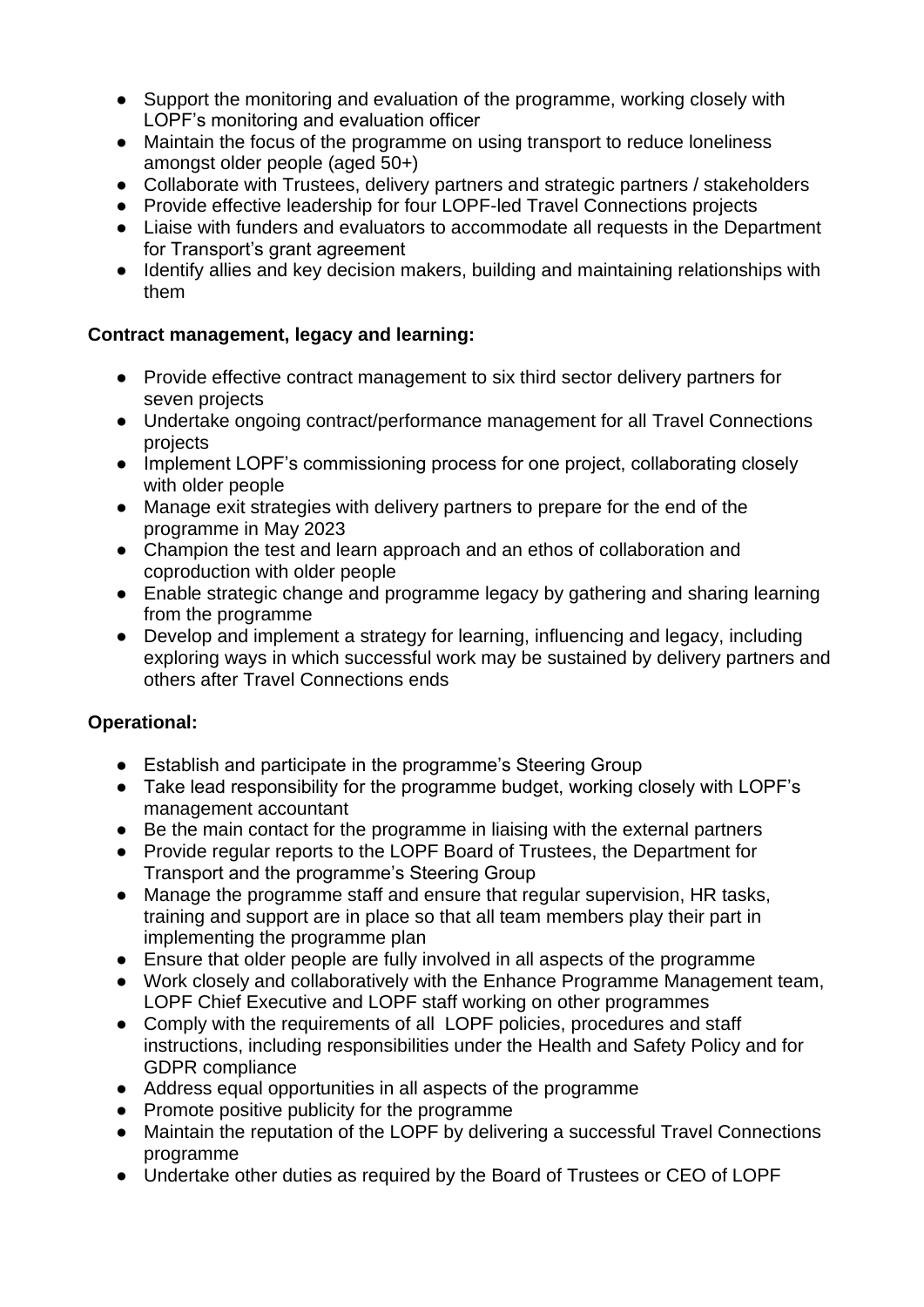- Support the monitoring and evaluation of the programme, working closely with LOPF's monitoring and evaluation officer
- Maintain the focus of the programme on using transport to reduce loneliness amongst older people (aged 50+)
- Collaborate with Trustees, delivery partners and strategic partners / stakeholders
- Provide effective leadership for four LOPF-led Travel Connections projects
- Liaise with funders and evaluators to accommodate all requests in the Department for Transport's grant agreement
- Identify allies and key decision makers, building and maintaining relationships with them

**Contract management, legacy and learning:**

- Provide effective contract management to six third sector delivery partners for seven projects
- Undertake ongoing contract/performance management for all Travel Connections projects
- Implement LOPF's commissioning process for one project, collaborating closely with older people
- Manage exit strategies with delivery partners to prepare for the end of the programme in May 2023
- Champion the test and learn approach and an ethos of collaboration and coproduction with older people
- Enable strategic change and programme legacy by gathering and sharing learning from the programme
- Develop and implement a strategy for learning, influencing and legacy, including exploring ways in which successful work may be sustained by delivery partners and others after Travel Connections ends

**Operational:**

- Establish and participate in the programme's Steering Group
- Take lead responsibility for the programme budget, working closely with LOPF's management accountant
- Be the main contact for the programme in liaising with the external partners
- Provide regular reports to the LOPF Board of Trustees, the Department for Transport and the programme's Steering Group
- Manage the programme staff and ensure that regular supervision, HR tasks, training and support are in place so that all team members play their part in implementing the programme plan
- Ensure that older people are fully involved in all aspects of the programme
- Work closely and collaboratively with the Enhance Programme Management team, LOPF Chief Executive and LOPF staff working on other programmes
- Comply with the requirements of all LOPF policies, procedures and staff instructions, including responsibilities under the Health and Safety Policy and for GDPR compliance
- Address equal opportunities in all aspects of the programme
- Promote positive publicity for the programme
- Maintain the reputation of the LOPF by delivering a successful Travel Connections programme
- Undertake other duties as required by the Board of Trustees or CEO of LOPF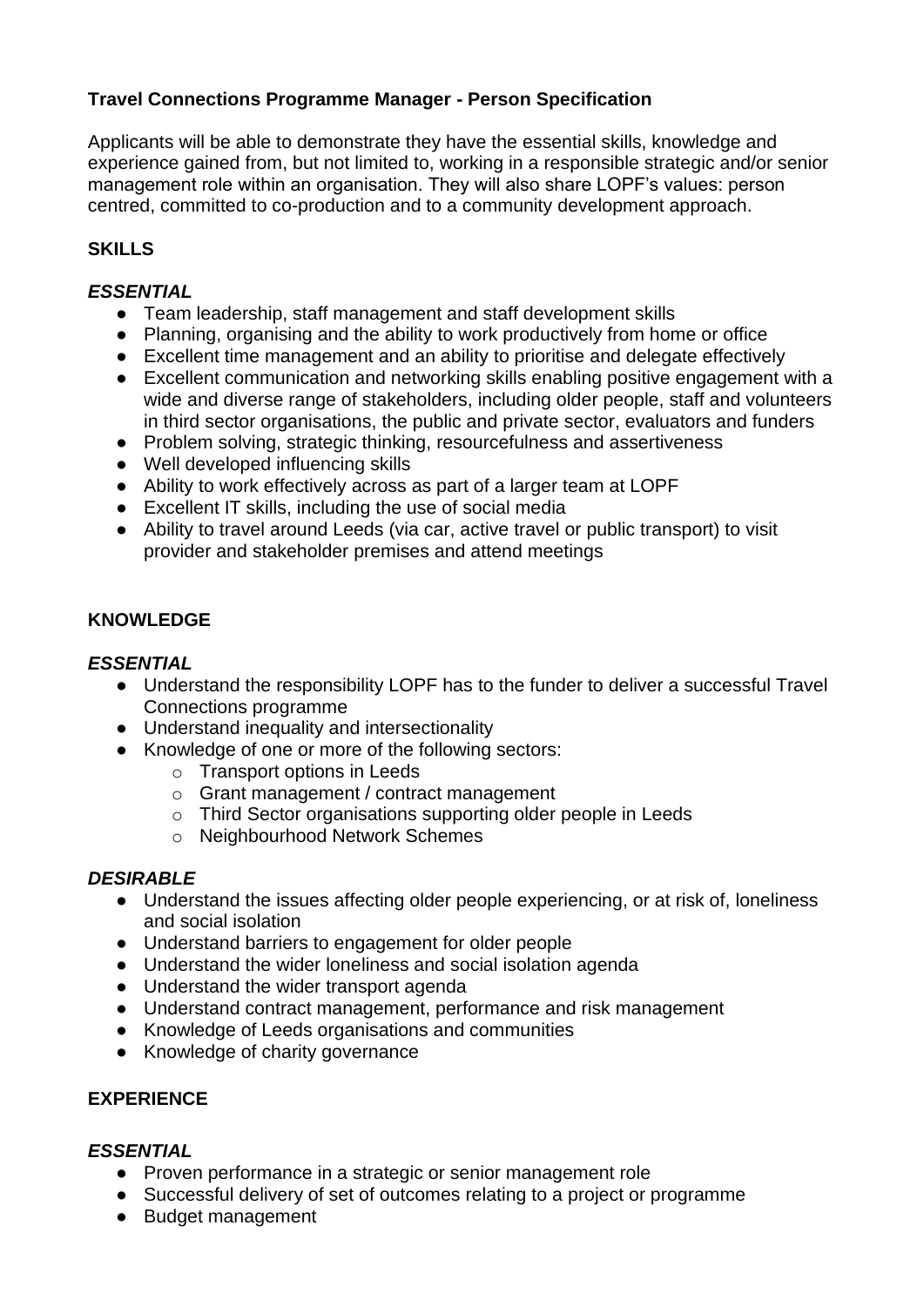**Travel Connections Programme Manager - Person Specification**

Applicants will be able to demonstrate they have the essential skills, knowledge and experience gained from, but not limited to, working in a responsible strategic and/or senior management role within an organisation. They will also share LOPF's values: person centred, committed to co-production and to a community development approach.

**SKILLS**

***ESSENTIAL***

- Team leadership, staff management and staff development skills
- Planning, organising and the ability to work productively from home or office
- Excellent time management and an ability to prioritise and delegate effectively
- Excellent communication and networking skills enabling positive engagement with a wide and diverse range of stakeholders, including older people, staff and volunteers in third sector organisations, the public and private sector, evaluators and funders
- Problem solving, strategic thinking, resourcefulness and assertiveness
- Well developed influencing skills
- Ability to work effectively across as part of a larger team at LOPF
- Excellent IT skills, including the use of social media
- Ability to travel around Leeds (via car, active travel or public transport) to visit provider and stakeholder premises and attend meetings

**KNOWLEDGE**

***ESSENTIAL***

- Understand the responsibility LOPF has to the funder to deliver a successful Travel Connections programme
- Understand inequality and intersectionality
- Knowledge of one or more of the following sectors:
  - Transport options in Leeds
  - Grant management / contract management
  - Third Sector organisations supporting older people in Leeds
  - Neighbourhood Network Schemes

***DESIRABLE***

- Understand the issues affecting older people experiencing, or at risk of, loneliness and social isolation
- Understand barriers to engagement for older people
- Understand the wider loneliness and social isolation agenda
- Understand the wider transport agenda
- Understand contract management, performance and risk management
- Knowledge of Leeds organisations and communities
- Knowledge of charity governance

**EXPERIENCE**

***ESSENTIAL***

- Proven performance in a strategic or senior management role
- Successful delivery of set of outcomes relating to a project or programme
- Budget management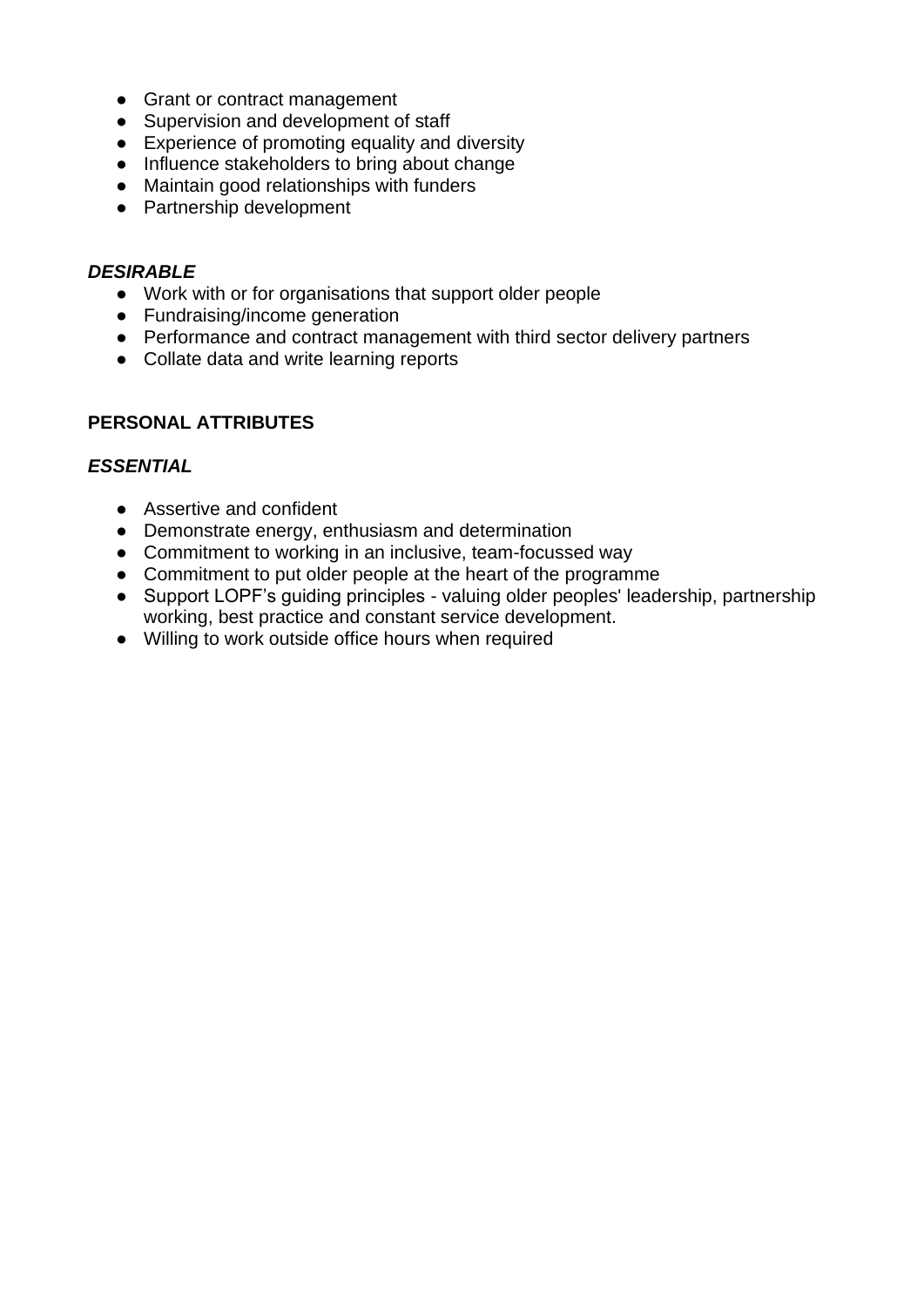- Grant or contract management
- Supervision and development of staff
- Experience of promoting equality and diversity
- Influence stakeholders to bring about change
- Maintain good relationships with funders
- Partnership development

***DESIRABLE***

- Work with or for organisations that support older people
- Fundraising/income generation
- Performance and contract management with third sector delivery partners
- Collate data and write learning reports

**PERSONAL ATTRIBUTES**

***ESSENTIAL***

- Assertive and confident
- Demonstrate energy, enthusiasm and determination
- Commitment to working in an inclusive, team-focussed way
- Commitment to put older people at the heart of the programme
- Support LOPF's guiding principles - valuing older peoples' leadership, partnership working, best practice and constant service development.
- Willing to work outside office hours when required